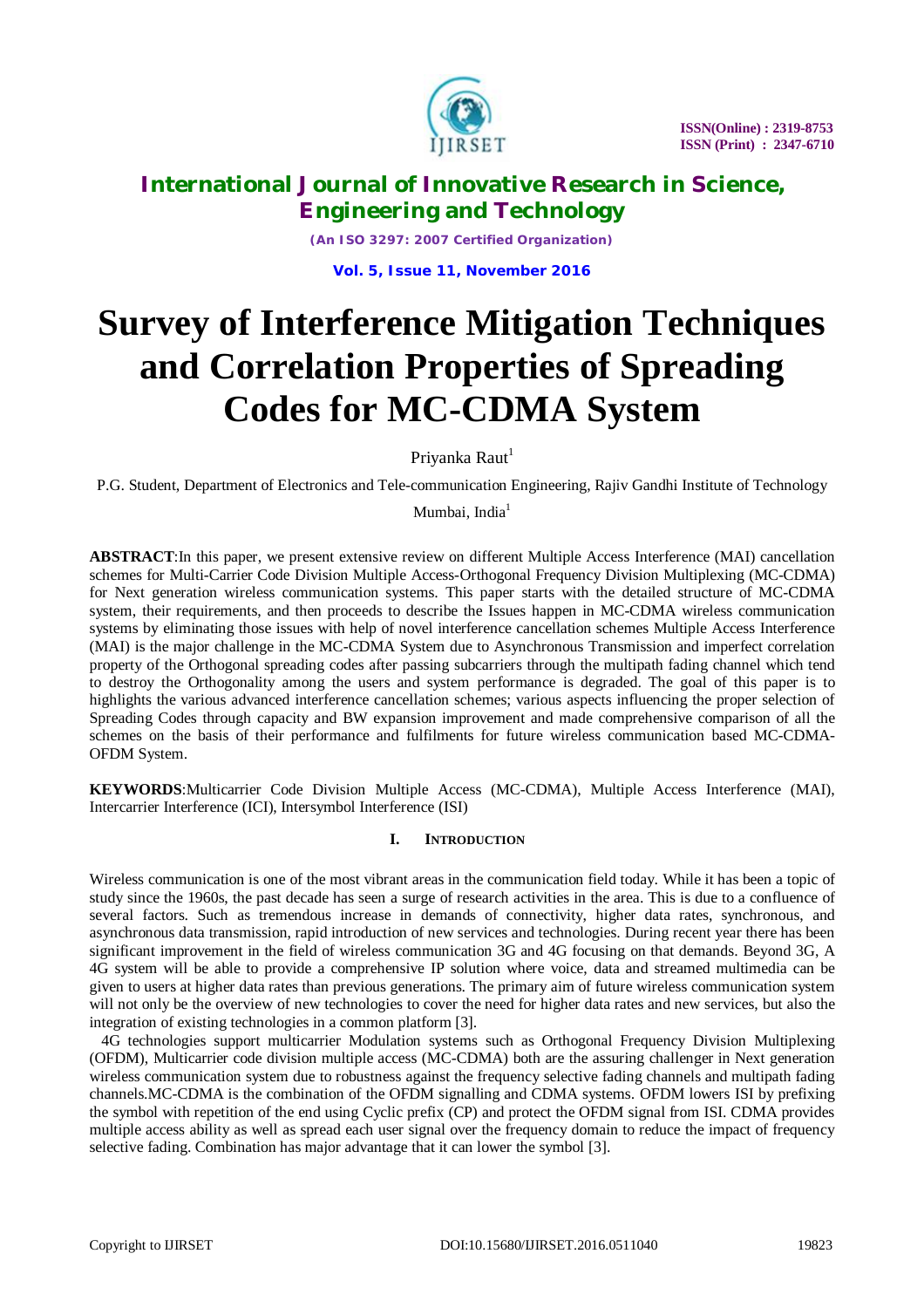# Survey of Interference Mitigation Techniques and Correlation Properties of Spreading Codes for MC-CDMA System

Priyanka Raut[1]

P.G. Student, Department of Electronics and Tele-communication Engineering, Rajiv Gandhi Institute of Technology Mumbai, India[1]

**ABSTRACT**:In this paper, we present extensive review on different Multiple Access Interference (MAI) cancellation schemes for Multi-Carrier Code Division Multiple Access-Orthogonal Frequency Division Multiplexing (MC-CDMA) for Next generation wireless communication systems. This paper starts with the detailed structure of MC-CDMA system, their requirements, and then proceeds to describe the Issues happen in MC-CDMA wireless communication systems by eliminating those issues with help of novel interference cancellation schemes Multiple Access Interference (MAI) is the major challenge in the MC-CDMA System due to Asynchronous Transmission and imperfect correlation property of the Orthogonal spreading codes after passing subcarriers through the multipath fading channel which tend to destroy the Orthogonality among the users and system performance is degraded. The goal of this paper is to highlights the various advanced interference cancellation schemes; various aspects influencing the proper selection of Spreading Codes through capacity and BW expansion improvement and made comprehensive comparison of all the schemes on the basis of their performance and fulfilments for future wireless communication based MC-CDMA-OFDM System.

**KEYWORDS**:Multicarrier Code Division Multiple Access (MC-CDMA), Multiple Access Interference (MAI), Intercarrier Interference (ICI), Intersymbol Interference (ISI)

## I. INTRODUCTION

Wireless communication is one of the most vibrant areas in the communication field today. While it has been a topic of study since the 1960s, the past decade has seen a surge of research activities in the area. This is due to a confluence of several factors. Such as tremendous increase in demands of connectivity, higher data rates, synchronous, and asynchronous data transmission, rapid introduction of new services and technologies. During recent year there has been significant improvement in the field of wireless communication 3G and 4G focusing on that demands. Beyond 3G, A 4G system will be able to provide a comprehensive IP solution where voice, data and streamed multimedia can be given to users at higher data rates than previous generations. The primary aim of future wireless communication system will not only be the overview of new technologies to cover the need for higher data rates and new services, but also the integration of existing technologies in a common platform [3].

4G technologies support multicarrier Modulation systems such as Orthogonal Frequency Division Multiplexing (OFDM), Multicarrier code division multiple access (MC-CDMA) both are the assuring challenger in Next generation wireless communication system due to robustness against the frequency selective fading channels and multipath fading channels.MC-CDMA is the combination of the OFDM signalling and CDMA systems. OFDM lowers ISI by prefixing the symbol with repetition of the end using Cyclic prefix (CP) and protect the OFDM signal from ISI. CDMA provides multiple access ability as well as spread each user signal over the frequency domain to reduce the impact of frequency selective fading. Combination has major advantage that it can lower the symbol [3].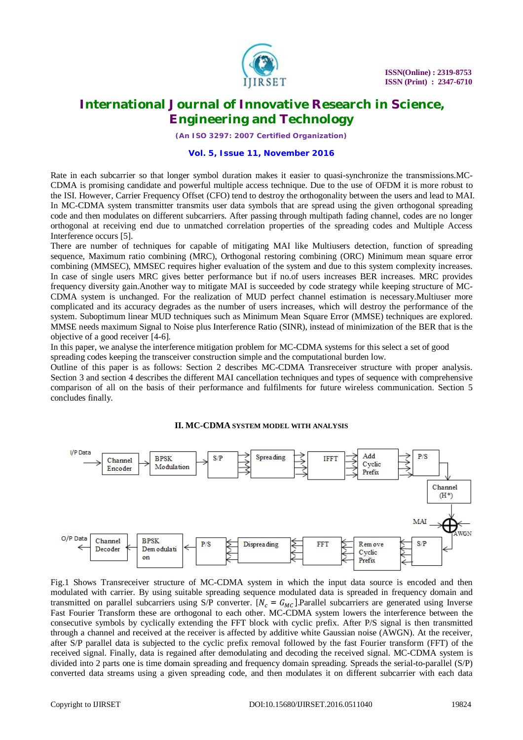Rate in each subcarrier so that longer symbol duration makes it easier to quasi-synchronize the transmissions.MC-CDMA is promising candidate and powerful multiple access technique. Due to the use of OFDM it is more robust to the ISI. However, Carrier Frequency Offset (CFO) tend to destroy the orthogonality between the users and lead to MAI. In MC-CDMA system transmitter transmits user data symbols that are spread using the given orthogonal spreading code and then modulates on different subcarriers. After passing through multipath fading channel, codes are no longer orthogonal at receiving end due to unmatched correlation properties of the spreading codes and Multiple Access Interference occurs [5].

There are number of techniques for capable of mitigating MAI like Multiusers detection, function of spreading sequence, Maximum ratio combining (MRC), Orthogonal restoring combining (ORC) Minimum mean square error combining (MMSEC), MMSEC requires higher evaluation of the system and due to this system complexity increases. In case of single users MRC gives better performance but if no.of users increases BER increases. MRC provides frequency diversity gain.Another way to mitigate MAI is succeeded by code strategy while keeping structure of MC-CDMA system is unchanged. For the realization of MUD perfect channel estimation is necessary.Multiuser more complicated and its accuracy degrades as the number of users increases, which will destroy the performance of the system. Suboptimum linear MUD techniques such as Minimum Mean Square Error (MMSE) techniques are explored. MMSE needs maximum Signal to Noise plus Interference Ratio (SINR), instead of minimization of the BER that is the objective of a good receiver [4-6].

In this paper, we analyse the interference mitigation problem for MC-CDMA systems for this select a set of good spreading codes keeping the transceiver construction simple and the computational burden low.

Outline of this paper is as follows: Section 2 describes MC-CDMA Transreceiver structure with proper analysis. Section 3 and section 4 describes the different MAI cancellation techniques and types of sequence with comprehensive comparison of all on the basis of their performance and fulfilments for future wireless communication. Section 5 concludes finally.

## II. MC-CDMA SYSTEM MODEL WITH ANALYSIS

I/P Data → Channel Encoder → BPSK Modulation → S/P → Spreading → IFFT → Add Cyclic Prefix → P/S → Channel (H*) → MAI, AWGN → S/P → Remove Cyclic Prefix → FFT → Dispreading → P/S → BPSK Demodulation → Channel Decoder → O/P Data

Fig.1 Shows Transreceiver structure of MC-CDMA system in which the input data source is encoded and then modulated with carrier. By using suitable spreading sequence modulated data is spreaded in frequency domain and transmitted on parallel subcarriers using S/P converter. [$N_c = G_{MC}$].Parallel subcarriers are generated using Inverse Fast Fourier Transform these are orthogonal to each other. MC-CDMA system lowers the interference between the consecutive symbols by cyclically extending the FFT block with cyclic prefix. After P/S signal is then transmitted through a channel and received at the receiver is affected by additive white Gaussian noise (AWGN). At the receiver, after S/P parallel data is subjected to the cyclic prefix removal followed by the fast Fourier transform (FFT) of the received signal. Finally, data is regained after demodulating and decoding the received signal. MC-CDMA system is divided into 2 parts one is time domain spreading and frequency domain spreading. Spreads the serial-to-parallel (S/P) converted data streams using a given spreading code, and then modulates it on different subcarrier with each data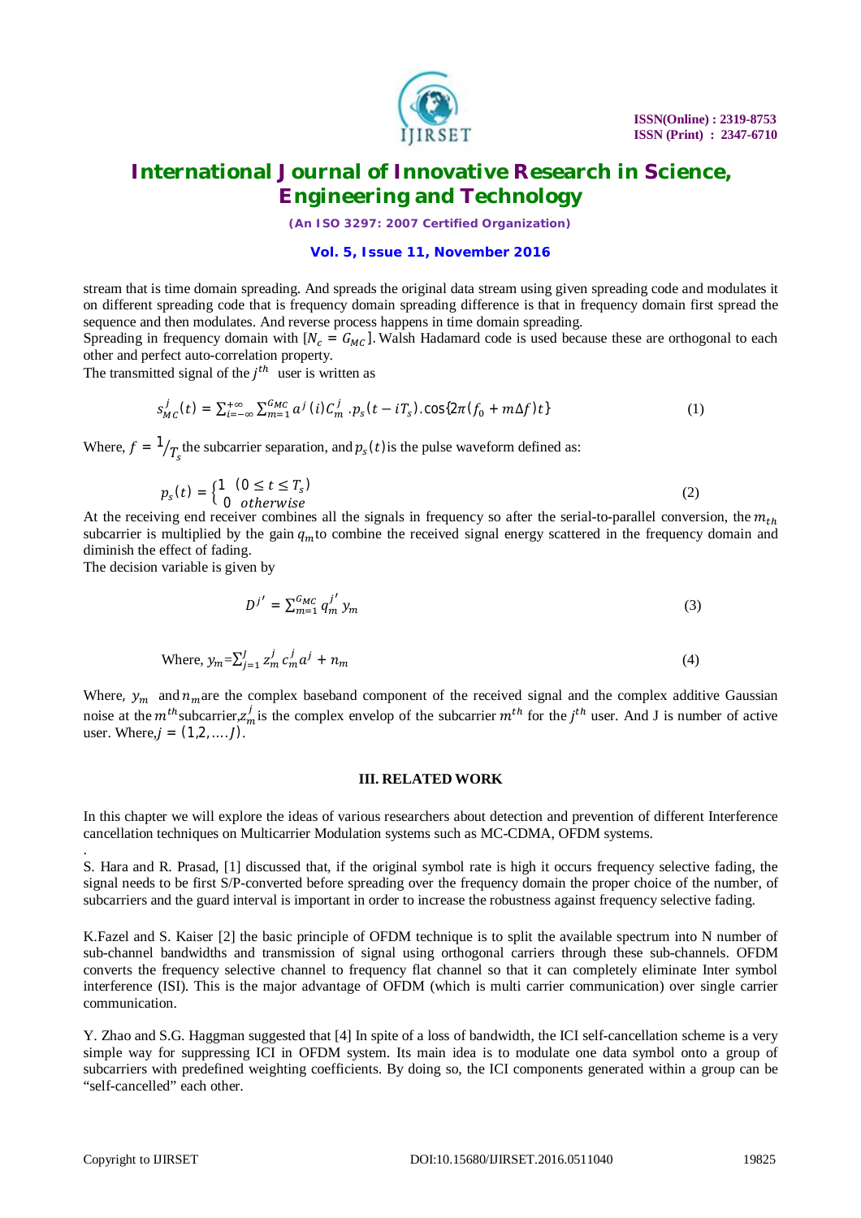stream that is time domain spreading. And spreads the original data stream using given spreading code and modulates it on different spreading code that is frequency domain spreading difference is that in frequency domain first spread the sequence and then modulates. And reverse process happens in time domain spreading.

Spreading in frequency domain with $[N_c = G_{MC}]$. Walsh Hadamard code is used because these are orthogonal to each other and perfect auto-correlation property.

The transmitted signal of the $j^{th}$ user is written as

$$s_{MC}^{j}(t) = \sum_{i=-\infty}^{+\infty} \sum_{m=1}^{G_{MC}} a^{j}(i) C_m^{j} . p_s(t - iT_s). \cos\{2\pi(f_0 + m\Delta f)t\} \tag{1}$$

Where, $f = {}^{1}/_{T_s}$ the subcarrier separation, and $p_s(t)$ is the pulse waveform defined as:

$$p_s(t) = \begin{cases} 1 & (0 \le t \le T_s) \\ 0 & otherwise \end{cases} \tag{2}$$

At the receiving end receiver combines all the signals in frequency so after the serial-to-parallel conversion, the $m_{th}$ subcarrier is multiplied by the gain $q_m$ to combine the received signal energy scattered in the frequency domain and diminish the effect of fading.

The decision variable is given by

$$D^{j'} = \sum_{m=1}^{G_{MC}} q_m^{j'} y_m \tag{3}$$

$$\text{Where, } y_m = \sum_{j=1}^{J} z_m^j c_m^j a^j + n_m \tag{4}$$

Where, $y_m$ and $n_m$ are the complex baseband component of the received signal and the complex additive Gaussian noise at the $m^{th}$ subcarrier, $z_m^j$ is the complex envelop of the subcarrier $m^{th}$ for the $j^{th}$ user. And J is number of active user. Where, $j = (1,2, \ldots .J)$.

## III. RELATED WORK

In this chapter we will explore the ideas of various researchers about detection and prevention of different Interference cancellation techniques on Multicarrier Modulation systems such as MC-CDMA, OFDM systems.

S. Hara and R. Prasad, [1] discussed that, if the original symbol rate is high it occurs frequency selective fading, the signal needs to be first S/P-converted before spreading over the frequency domain the proper choice of the number, of subcarriers and the guard interval is important in order to increase the robustness against frequency selective fading.

K.Fazel and S. Kaiser [2] the basic principle of OFDM technique is to split the available spectrum into N number of sub-channel bandwidths and transmission of signal using orthogonal carriers through these sub-channels. OFDM converts the frequency selective channel to frequency flat channel so that it can completely eliminate Inter symbol interference (ISI). This is the major advantage of OFDM (which is multi carrier communication) over single carrier communication.

Y. Zhao and S.G. Haggman suggested that [4] In spite of a loss of bandwidth, the ICI self-cancellation scheme is a very simple way for suppressing ICI in OFDM system. Its main idea is to modulate one data symbol onto a group of subcarriers with predefined weighting coefficients. By doing so, the ICI components generated within a group can be "self-cancelled" each other.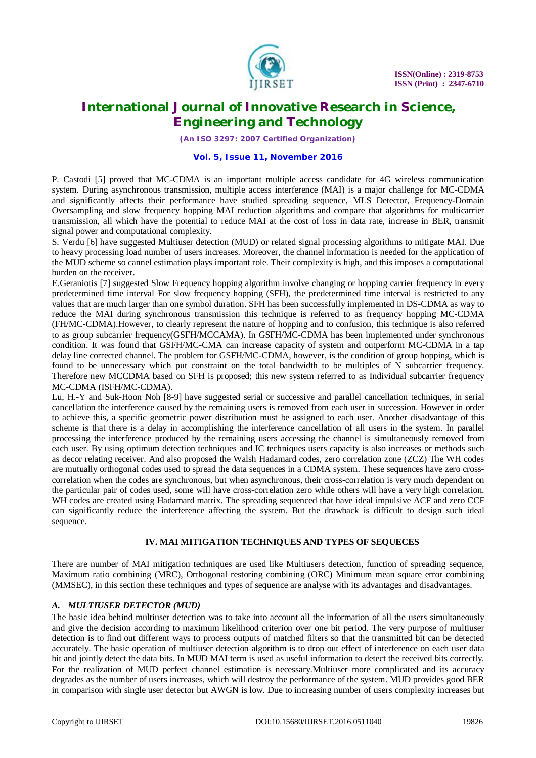P. Castodi [5] proved that MC-CDMA is an important multiple access candidate for 4G wireless communication system. During asynchronous transmission, multiple access interference (MAI) is a major challenge for MC-CDMA and significantly affects their performance have studied spreading sequence, MLS Detector, Frequency-Domain Oversampling and slow frequency hopping MAI reduction algorithms and compare that algorithms for multicarrier transmission, all which have the potential to reduce MAI at the cost of loss in data rate, increase in BER, transmit signal power and computational complexity.

S. Verdu [6] have suggested Multiuser detection (MUD) or related signal processing algorithms to mitigate MAI. Due to heavy processing load number of users increases. Moreover, the channel information is needed for the application of the MUD scheme so cannel estimation plays important role. Their complexity is high, and this imposes a computational burden on the receiver.

E.Geraniotis [7] suggested Slow Frequency hopping algorithm involve changing or hopping carrier frequency in every predetermined time interval For slow frequency hopping (SFH), the predetermined time interval is restricted to any values that are much larger than one symbol duration. SFH has been successfully implemented in DS-CDMA as way to reduce the MAI during synchronous transmission this technique is referred to as frequency hopping MC-CDMA (FH/MC-CDMA).However, to clearly represent the nature of hopping and to confusion, this technique is also referred to as group subcarrier frequency(GSFH/MCCAMA). In GSFH/MC-CDMA has been implemented under synchronous condition. It was found that GSFH/MC-CMA can increase capacity of system and outperform MC-CDMA in a tap delay line corrected channel. The problem for GSFH/MC-CDMA, however, is the condition of group hopping, which is found to be unnecessary which put constraint on the total bandwidth to be multiples of N subcarrier frequency. Therefore new MCCDMA based on SFH is proposed; this new system referred to as Individual subcarrier frequency MC-CDMA (ISFH/MC-CDMA).

Lu, H.-Y and Suk-Hoon Noh [8-9] have suggested serial or successive and parallel cancellation techniques, in serial cancellation the interference caused by the remaining users is removed from each user in succession. However in order to achieve this, a specific geometric power distribution must be assigned to each user. Another disadvantage of this scheme is that there is a delay in accomplishing the interference cancellation of all users in the system. In parallel processing the interference produced by the remaining users accessing the channel is simultaneously removed from each user. By using optimum detection techniques and IC techniques users capacity is also increases or methods such as decor relating receiver. And also proposed the Walsh Hadamard codes, zero correlation zone (ZCZ) The WH codes are mutually orthogonal codes used to spread the data sequences in a CDMA system. These sequences have zero cross-correlation when the codes are synchronous, but when asynchronous, their cross-correlation is very much dependent on the particular pair of codes used, some will have cross-correlation zero while others will have a very high correlation. WH codes are created using Hadamard matrix. The spreading sequenced that have ideal impulsive ACF and zero CCF can significantly reduce the interference affecting the system. But the drawback is difficult to design such ideal sequence.

## IV. MAI MITIGATION TECHNIQUES AND TYPES OF SEQUECES

There are number of MAI mitigation techniques are used like Multiusers detection, function of spreading sequence, Maximum ratio combining (MRC), Orthogonal restoring combining (ORC) Minimum mean square error combining (MMSEC), in this section these techniques and types of sequence are analyse with its advantages and disadvantages.

### *A. MULTIUSER DETECTOR (MUD)*

The basic idea behind multiuser detection was to take into account all the information of all the users simultaneously and give the decision according to maximum likelihood criterion over one bit period. The very purpose of multiuser detection is to find out different ways to process outputs of matched filters so that the transmitted bit can be detected accurately. The basic operation of multiuser detection algorithm is to drop out effect of interference on each user data bit and jointly detect the data bits. In MUD MAI term is used as useful information to detect the received bits correctly. For the realization of MUD perfect channel estimation is necessary.Multiuser more complicated and its accuracy degrades as the number of users increases, which will destroy the performance of the system. MUD provides good BER in comparison with single user detector but AWGN is low. Due to increasing number of users complexity increases but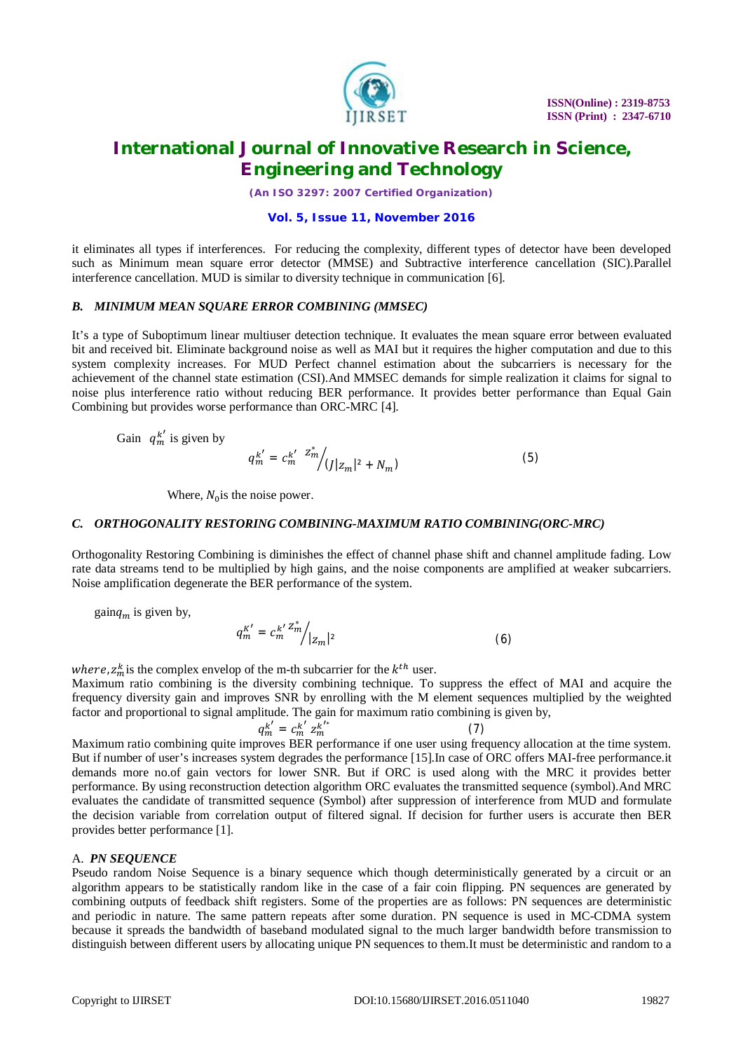it eliminates all types if interferences. For reducing the complexity, different types of detector have been developed such as Minimum mean square error detector (MMSE) and Subtractive interference cancellation (SIC).Parallel interference cancellation. MUD is similar to diversity technique in communication [6].

### *B. MINIMUM MEAN SQUARE ERROR COMBINING (MMSEC)*

It's a type of Suboptimum linear multiuser detection technique. It evaluates the mean square error between evaluated bit and received bit. Eliminate background noise as well as MAI but it requires the higher computation and due to this system complexity increases. For MUD Perfect channel estimation about the subcarriers is necessary for the achievement of the channel state estimation (CSI).And MMSEC demands for simple realization it claims for signal to noise plus interference ratio without reducing BER performance. It provides better performance than Equal Gain Combining but provides worse performance than ORC-MRC [4].

Gain $q_m^{k'}$ is given by

$$q_m^{k'} = c_m^{k'} \, z_m^* \Big/ (J|z_m|^2 + N_m) \tag{5}$$

Where, $N_0$is the noise power.

### *C. ORTHOGONALITY RESTORING COMBINING-MAXIMUM RATIO COMBINING(ORC-MRC)*

Orthogonality Restoring Combining is diminishes the effect of channel phase shift and channel amplitude fading. Low rate data streams tend to be multiplied by high gains, and the noise components are amplified at weaker subcarriers. Noise amplification degenerate the BER performance of the system.

gain$q_m$ is given by,

$$q_m^{K'} = c_m^{k'} z_m^* \Big/ |z_m|^2 \tag{6}$$

*where,*$z_m^k$is the complex envelop of the m-th subcarrier for the $k^{th}$ user.
Maximum ratio combining is the diversity combining technique. To suppress the effect of MAI and acquire the frequency diversity gain and improves SNR by enrolling with the M element sequences multiplied by the weighted factor and proportional to signal amplitude. The gain for maximum ratio combining is given by,

$$q_m^{k'} = c_m^{k'} \, z_m^{k'^*} \tag{7}$$

Maximum ratio combining quite improves BER performance if one user using frequency allocation at the time system. But if number of user's increases system degrades the performance [15].In case of ORC offers MAI-free performance.it demands more no.of gain vectors for lower SNR. But if ORC is used along with the MRC it provides better performance. By using reconstruction detection algorithm ORC evaluates the transmitted sequence (symbol).And MRC evaluates the candidate of transmitted sequence (Symbol) after suppression of interference from MUD and formulate the decision variable from correlation output of filtered signal. If decision for further users is accurate then BER provides better performance [1].

### A. *PN SEQUENCE*

Pseudo random Noise Sequence is a binary sequence which though deterministically generated by a circuit or an algorithm appears to be statistically random like in the case of a fair coin flipping. PN sequences are generated by combining outputs of feedback shift registers. Some of the properties are as follows: PN sequences are deterministic and periodic in nature. The same pattern repeats after some duration. PN sequence is used in MC-CDMA system because it spreads the bandwidth of baseband modulated signal to the much larger bandwidth before transmission to distinguish between different users by allocating unique PN sequences to them.It must be deterministic and random to a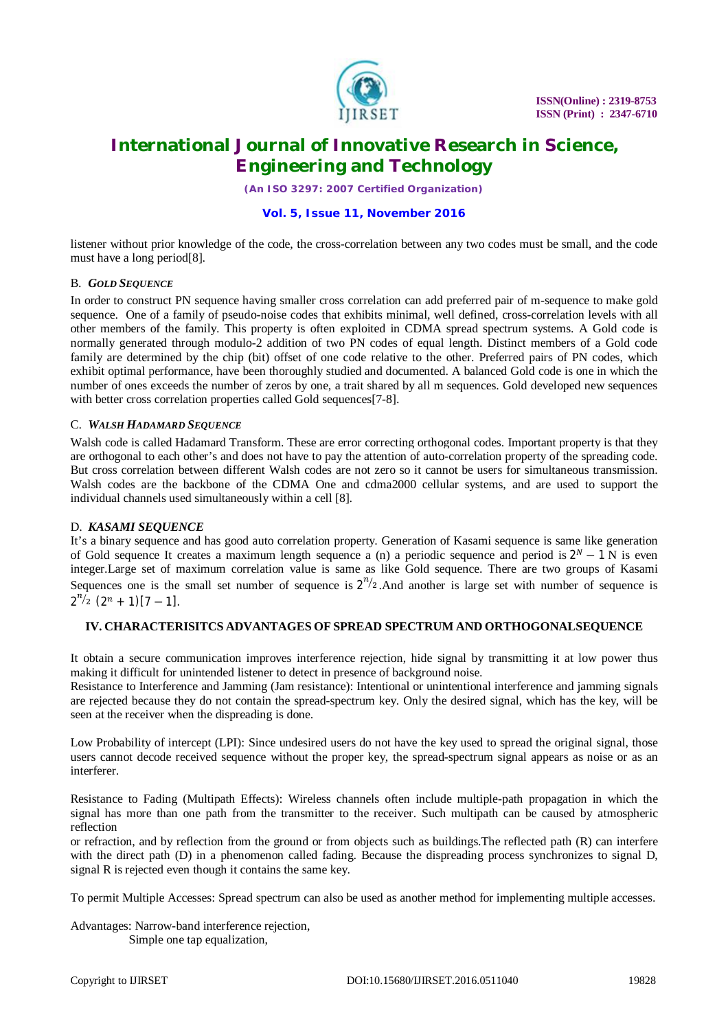listener without prior knowledge of the code, the cross-correlation between any two codes must be small, and the code must have a long period[8].

### B. *GOLD SEQUENCE*

In order to construct PN sequence having smaller cross correlation can add preferred pair of m-sequence to make gold sequence. One of a family of pseudo-noise codes that exhibits minimal, well defined, cross-correlation levels with all other members of the family. This property is often exploited in CDMA spread spectrum systems. A Gold code is normally generated through modulo-2 addition of two PN codes of equal length. Distinct members of a Gold code family are determined by the chip (bit) offset of one code relative to the other. Preferred pairs of PN codes, which exhibit optimal performance, have been thoroughly studied and documented. A balanced Gold code is one in which the number of ones exceeds the number of zeros by one, a trait shared by all m sequences. Gold developed new sequences with better cross correlation properties called Gold sequences[7-8].

### C. *WALSH HADAMARD SEQUENCE*

Walsh code is called Hadamard Transform. These are error correcting orthogonal codes. Important property is that they are orthogonal to each other's and does not have to pay the attention of auto-correlation property of the spreading code. But cross correlation between different Walsh codes are not zero so it cannot be users for simultaneous transmission. Walsh codes are the backbone of the CDMA One and cdma2000 cellular systems, and are used to support the individual channels used simultaneously within a cell [8].

### D. *KASAMI SEQUENCE*

It's a binary sequence and has good auto correlation property. Generation of Kasami sequence is same like generation of Gold sequence It creates a maximum length sequence a (n) a periodic sequence and period is $2^N - 1$ N is even integer.Large set of maximum correlation value is same as like Gold sequence. There are two groups of Kasami Sequences one is the small set number of sequence is $2^{n/2}$.And another is large set with number of sequence is $2^{n/2}\ (2^n + 1)[7-1]$.

## IV. CHARACTERISITCS ADVANTAGES OF SPREAD SPECTRUM AND ORTHOGONALSEQUENCE

It obtain a secure communication improves interference rejection, hide signal by transmitting it at low power thus making it difficult for unintended listener to detect in presence of background noise.

Resistance to Interference and Jamming (Jam resistance): Intentional or unintentional interference and jamming signals are rejected because they do not contain the spread-spectrum key. Only the desired signal, which has the key, will be seen at the receiver when the dispreading is done.

Low Probability of intercept (LPI): Since undesired users do not have the key used to spread the original signal, those users cannot decode received sequence without the proper key, the spread-spectrum signal appears as noise or as an interferer.

Resistance to Fading (Multipath Effects): Wireless channels often include multiple-path propagation in which the signal has more than one path from the transmitter to the receiver. Such multipath can be caused by atmospheric reflection

or refraction, and by reflection from the ground or from objects such as buildings.The reflected path (R) can interfere with the direct path (D) in a phenomenon called fading. Because the dispreading process synchronizes to signal D, signal R is rejected even though it contains the same key.

To permit Multiple Accesses: Spread spectrum can also be used as another method for implementing multiple accesses.

Advantages: Narrow-band interference rejection,

Simple one tap equalization,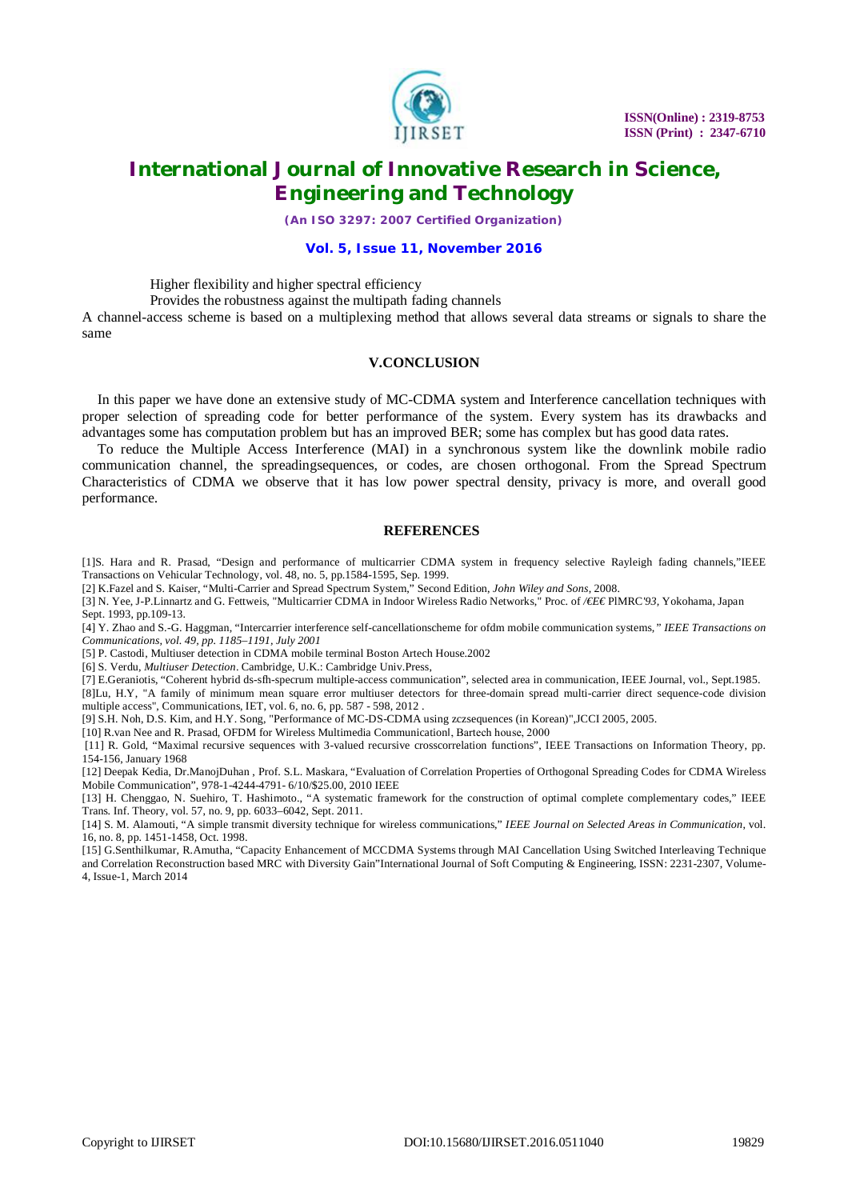Higher flexibility and higher spectral efficiency

Provides the robustness against the multipath fading channels

A channel-access scheme is based on a multiplexing method that allows several data streams or signals to share the same

## V.CONCLUSION

In this paper we have done an extensive study of MC-CDMA system and Interference cancellation techniques with proper selection of spreading code for better performance of the system. Every system has its drawbacks and advantages some has computation problem but has an improved BER; some has complex but has good data rates.

To reduce the Multiple Access Interference (MAI) in a synchronous system like the downlink mobile radio communication channel, the spreadingsequences, or codes, are chosen orthogonal. From the Spread Spectrum Characteristics of CDMA we observe that it has low power spectral density, privacy is more, and overall good performance.

## REFERENCES

[1]S. Hara and R. Prasad, "Design and performance of multicarrier CDMA system in frequency selective Rayleigh fading channels,"IEEE Transactions on Vehicular Technology, vol. 48, no. 5, pp.1584-1595, Sep. 1999.

[2] K.Fazel and S. Kaiser, "Multi-Carrier and Spread Spectrum System," Second Edition, *John Wiley and Sons*, 2008.

[3] N. Yee, J-P.Linnartz and G. Fettweis, "Multicarrier CDMA in Indoor Wireless Radio Networks," Proc. of */€E€* PIMRC'*93*, Yokohama, Japan Sept. 1993, pp.109-13.

[4] Y. Zhao and S.-G. Haggman, "Intercarrier interference self-cancellationscheme for ofdm mobile communication systems,*" IEEE Transactions on Communications, vol. 49, pp. 1185–1191, July 2001*

[5] P. Castodi, Multiuser detection in CDMA mobile terminal Boston Artech House.2002

[6] S. Verdu, *Multiuser Detection*. Cambridge, U.K.: Cambridge Univ.Press,

[7] E.Geraniotis, "Coherent hybrid ds-sfh-specrum multiple-access communication", selected area in communication, IEEE Journal, vol., Sept.1985.

[8]Lu, H.Y, "A family of minimum mean square error multiuser detectors for three-domain spread multi-carrier direct sequence-code division multiple access", Communications, IET, vol. 6, no. 6, pp. 587 - 598, 2012 .

[9] S.H. Noh, D.S. Kim, and H.Y. Song, "Performance of MC-DS-CDMA using zczsequences (in Korean)",JCCI 2005, 2005.

[10] R.van Nee and R. Prasad, OFDM for Wireless Multimedia Communicationl, Bartech house, 2000

[11] R. Gold, "Maximal recursive sequences with 3-valued recursive crosscorrelation functions", IEEE Transactions on Information Theory, pp. 154-156, January 1968

[12] Deepak Kedia, Dr.ManojDuhan , Prof. S.L. Maskara, "Evaluation of Correlation Properties of Orthogonal Spreading Codes for CDMA Wireless Mobile Communication", 978-1-4244-4791- 6/10/$25.00, 2010 IEEE

[13] H. Chenggao, N. Suehiro, T. Hashimoto., "A systematic framework for the construction of optimal complete complementary codes," IEEE Trans. Inf. Theory, vol. 57, no. 9, pp. 6033–6042, Sept. 2011.

[14] S. M. Alamouti, "A simple transmit diversity technique for wireless communications," *IEEE Journal on Selected Areas in Communication*, vol. 16, no. 8, pp. 1451-1458, Oct. 1998.

[15] G.Senthilkumar, R.Amutha, "Capacity Enhancement of MCCDMA Systems through MAI Cancellation Using Switched Interleaving Technique and Correlation Reconstruction based MRC with Diversity Gain"International Journal of Soft Computing & Engineering, ISSN: 2231-2307, Volume-4, Issue-1, March 2014